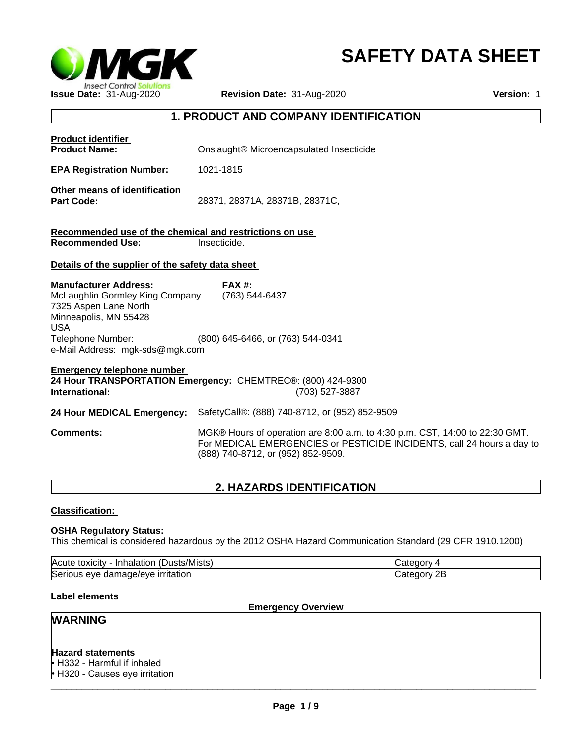# SAFETY DATA SHEET

**Issue Date:** 31-Aug-2020 **Revision Date:** 31-Aug-2020 **Version:** 1

## 1. PRODUCT AND COMPANY IDENTIFICATION

**Product identifier**

**Product Name:** Onslaught® Microencapsulated Insecticide

**EPA Registration Number:** 1021-1815

**Other means of identification**

**Part Code:** 28371, 28371A, 28371B, 28371C,

**Recommended use of the chemical and restrictions on use**

**Recommended Use:** Insecticide.

**Details of the supplier of the safety data sheet**

**Manufacturer Address:**
McLaughlin Gormley King Company
7325 Aspen Lane North
Minneapolis, MN 55428
USA
Telephone Number: (800) 645-6466, or (763) 544-0341
e-Mail Address: mgk-sds@mgk.com

**FAX #:** (763) 544-6437

**Emergency telephone number**

**24 Hour TRANSPORTATION Emergency:** CHEMTREC®: (800) 424-9300
**International:** (703) 527-3887

**24 Hour MEDICAL Emergency:** SafetyCall®: (888) 740-8712, or (952) 852-9509

**Comments:** MGK® Hours of operation are 8:00 a.m. to 4:30 p.m. CST, 14:00 to 22:30 GMT. For MEDICAL EMERGENCIES or PESTICIDE INCIDENTS, call 24 hours a day to (888) 740-8712, or (952) 852-9509.

## 2. HAZARDS IDENTIFICATION

**Classification:**

**OSHA Regulatory Status:**
This chemical is considered hazardous by the 2012 OSHA Hazard Communication Standard (29 CFR 1910.1200)

| | |
|---|---|
| Acute toxicity - Inhalation (Dusts/Mists) | Category 4 |
| Serious eye damage/eye irritation | Category 2B |

**Label elements**

**Emergency Overview**

**WARNING**

**Hazard statements**

- H332 - Harmful if inhaled
- H320 - Causes eye irritation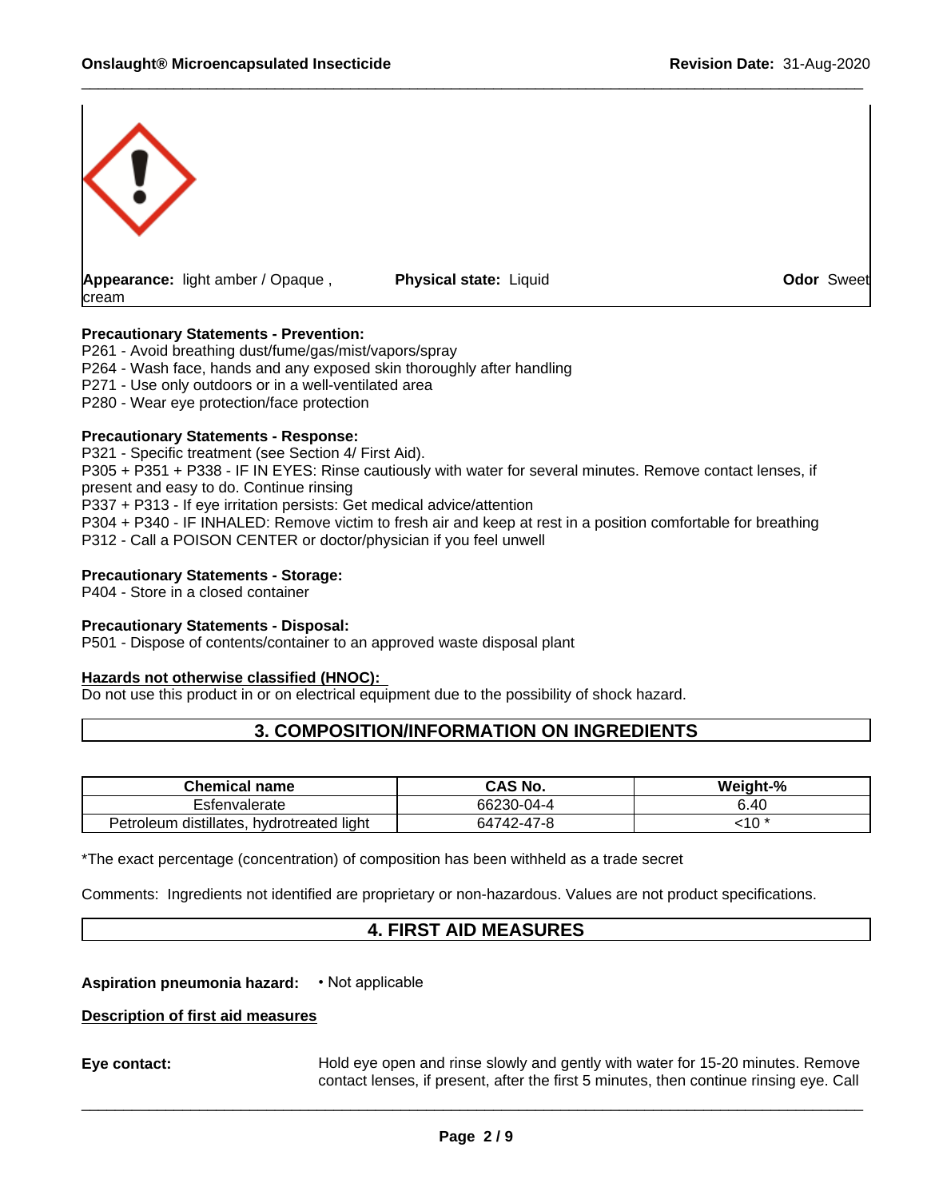**Appearance:** light amber / Opaque , cream **Physical state:** Liquid **Odor** Sweet

**Precautionary Statements - Prevention:**
P261 - Avoid breathing dust/fume/gas/mist/vapors/spray
P264 - Wash face, hands and any exposed skin thoroughly after handling
P271 - Use only outdoors or in a well-ventilated area
P280 - Wear eye protection/face protection

**Precautionary Statements - Response:**
P321 - Specific treatment (see Section 4/ First Aid).
P305 + P351 + P338 - IF IN EYES: Rinse cautiously with water for several minutes. Remove contact lenses, if present and easy to do. Continue rinsing
P337 + P313 - If eye irritation persists: Get medical advice/attention
P304 + P340 - IF INHALED: Remove victim to fresh air and keep at rest in a position comfortable for breathing
P312 - Call a POISON CENTER or doctor/physician if you feel unwell

**Precautionary Statements - Storage:**
P404 - Store in a closed container

**Precautionary Statements - Disposal:**
P501 - Dispose of contents/container to an approved waste disposal plant

**Hazards not otherwise classified (HNOC):**
Do not use this product in or on electrical equipment due to the possibility of shock hazard.

## 3. COMPOSITION/INFORMATION ON INGREDIENTS

| Chemical name | CAS No. | Weight-% |
| --- | --- | --- |
| Esfenvalerate | 66230-04-4 | 6.40 |
| Petroleum distillates, hydrotreated light | 64742-47-8 | <10 * |

*The exact percentage (concentration) of composition has been withheld as a trade secret

Comments: Ingredients not identified are proprietary or non-hazardous. Values are not product specifications.

## 4. FIRST AID MEASURES

**Aspiration pneumonia hazard:** • Not applicable

**Description of first aid measures**

**Eye contact:** Hold eye open and rinse slowly and gently with water for 15-20 minutes. Remove contact lenses, if present, after the first 5 minutes, then continue rinsing eye. Call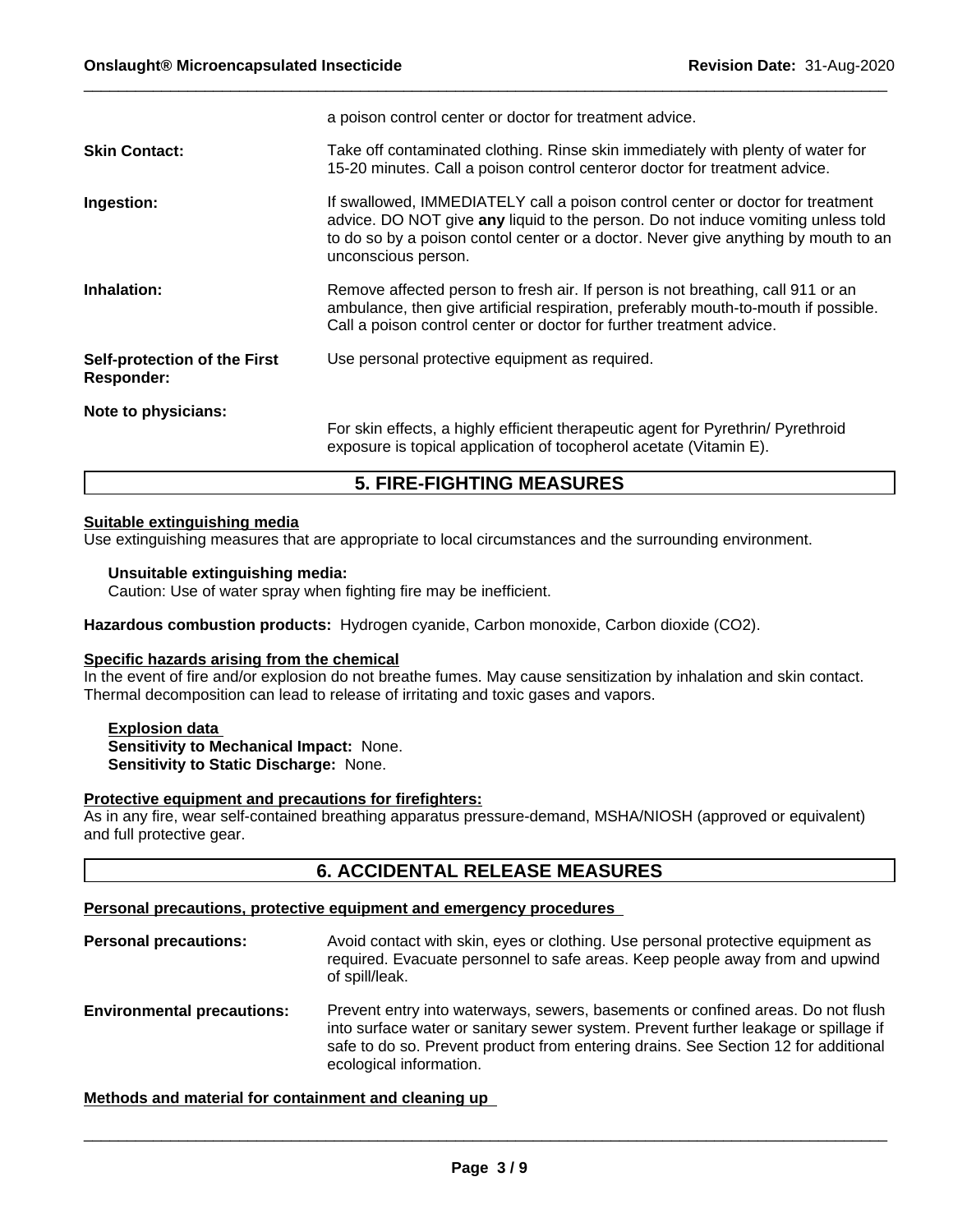a poison control center or doctor for treatment advice.

**Skin Contact:** Take off contaminated clothing. Rinse skin immediately with plenty of water for 15-20 minutes. Call a poison control centeror doctor for treatment advice.

**Ingestion:** If swallowed, IMMEDIATELY call a poison control center or doctor for treatment advice. DO NOT give **any** liquid to the person. Do not induce vomiting unless told to do so by a poison contol center or a doctor. Never give anything by mouth to an unconscious person.

**Inhalation:** Remove affected person to fresh air. If person is not breathing, call 911 or an ambulance, then give artificial respiration, preferably mouth-to-mouth if possible. Call a poison control center or doctor for further treatment advice.

**Self-protection of the First Responder:** Use personal protective equipment as required.

**Note to physicians:** For skin effects, a highly efficient therapeutic agent for Pyrethrin/ Pyrethroid exposure is topical application of tocopherol acetate (Vitamin E).

## 5. FIRE-FIGHTING MEASURES

**Suitable extinguishing media**

Use extinguishing measures that are appropriate to local circumstances and the surrounding environment.

**Unsuitable extinguishing media:**

Caution: Use of water spray when fighting fire may be inefficient.

**Hazardous combustion products:** Hydrogen cyanide, Carbon monoxide, Carbon dioxide ($CO_2$).

**Specific hazards arising from the chemical**

In the event of fire and/or explosion do not breathe fumes. May cause sensitization by inhalation and skin contact. Thermal decomposition can lead to release of irritating and toxic gases and vapors.

**Explosion data**

**Sensitivity to Mechanical Impact:** None.

**Sensitivity to Static Discharge:** None.

**Protective equipment and precautions for firefighters:**

As in any fire, wear self-contained breathing apparatus pressure-demand, MSHA/NIOSH (approved or equivalent) and full protective gear.

## 6. ACCIDENTAL RELEASE MEASURES

**Personal precautions, protective equipment and emergency procedures**

**Personal precautions:** Avoid contact with skin, eyes or clothing. Use personal protective equipment as required. Evacuate personnel to safe areas. Keep people away from and upwind of spill/leak.

**Environmental precautions:** Prevent entry into waterways, sewers, basements or confined areas. Do not flush into surface water or sanitary sewer system. Prevent further leakage or spillage if safe to do so. Prevent product from entering drains. See Section 12 for additional ecological information.

**Methods and material for containment and cleaning up**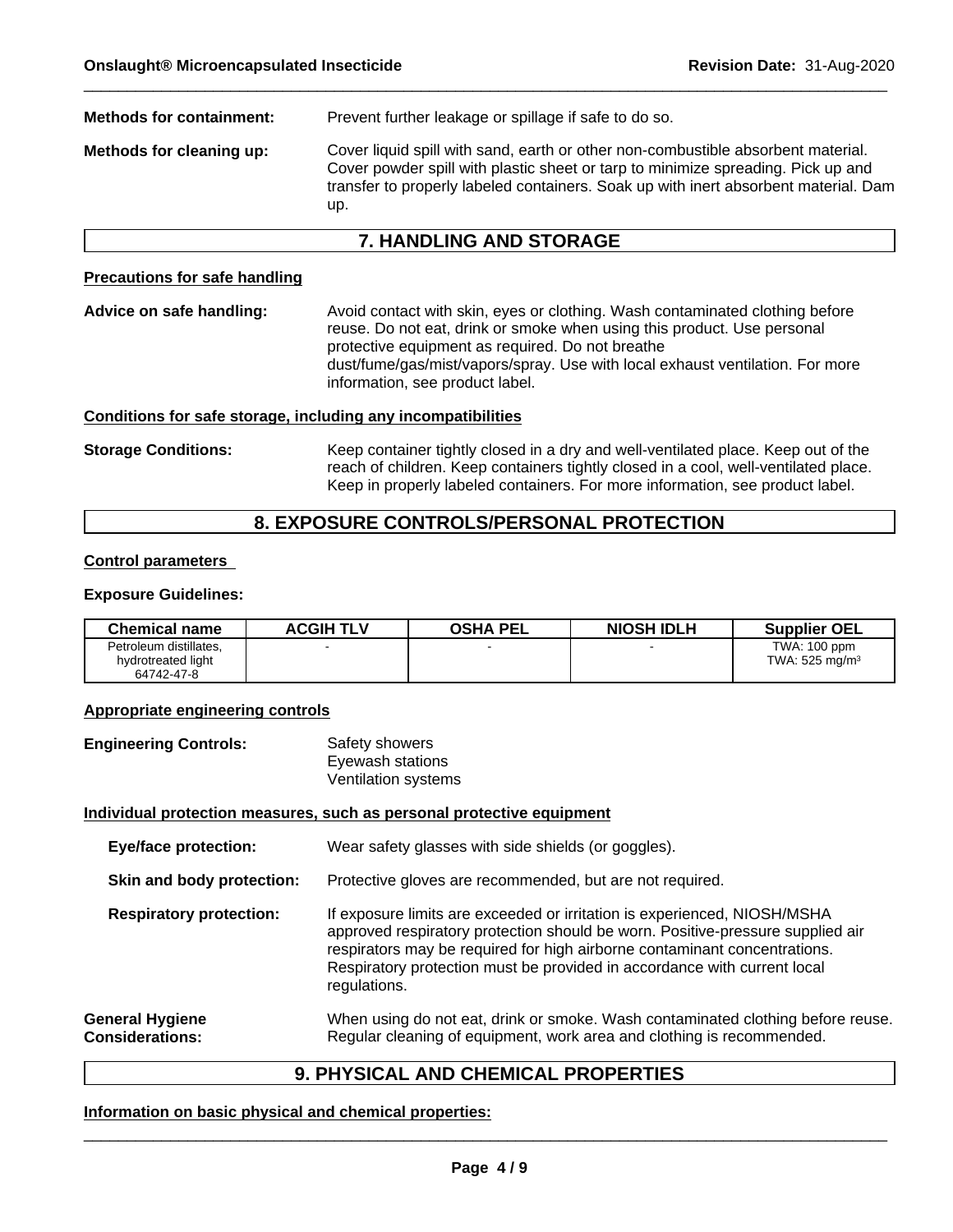**Methods for containment:** Prevent further leakage or spillage if safe to do so.

**Methods for cleaning up:** Cover liquid spill with sand, earth or other non-combustible absorbent material. Cover powder spill with plastic sheet or tarp to minimize spreading. Pick up and transfer to properly labeled containers. Soak up with inert absorbent material. Dam up.

## 7. HANDLING AND STORAGE

**Precautions for safe handling**

**Advice on safe handling:** Avoid contact with skin, eyes or clothing. Wash contaminated clothing before reuse. Do not eat, drink or smoke when using this product. Use personal protective equipment as required. Do not breathe dust/fume/gas/mist/vapors/spray. Use with local exhaust ventilation. For more information, see product label.

**Conditions for safe storage, including any incompatibilities**

**Storage Conditions:** Keep container tightly closed in a dry and well-ventilated place. Keep out of the reach of children. Keep containers tightly closed in a cool, well-ventilated place. Keep in properly labeled containers. For more information, see product label.

## 8. EXPOSURE CONTROLS/PERSONAL PROTECTION

**Control parameters**

**Exposure Guidelines:**

| Chemical name | ACGIH TLV | OSHA PEL | NIOSH IDLH | Supplier OEL |
|---|---|---|---|---|
| Petroleum distillates, hydrotreated light 64742-47-8 | - | - | - | TWA: 100 ppm<br>TWA: 525 mg/m³ |

**Appropriate engineering controls**

**Engineering Controls:** Safety showers
Eyewash stations
Ventilation systems

**Individual protection measures, such as personal protective equipment**

**Eye/face protection:** Wear safety glasses with side shields (or goggles).

**Skin and body protection:** Protective gloves are recommended, but are not required.

**Respiratory protection:** If exposure limits are exceeded or irritation is experienced, NIOSH/MSHA approved respiratory protection should be worn. Positive-pressure supplied air respirators may be required for high airborne contaminant concentrations. Respiratory protection must be provided in accordance with current local regulations.

**General Hygiene Considerations:** When using do not eat, drink or smoke. Wash contaminated clothing before reuse. Regular cleaning of equipment, work area and clothing is recommended.

## 9. PHYSICAL AND CHEMICAL PROPERTIES

**Information on basic physical and chemical properties:**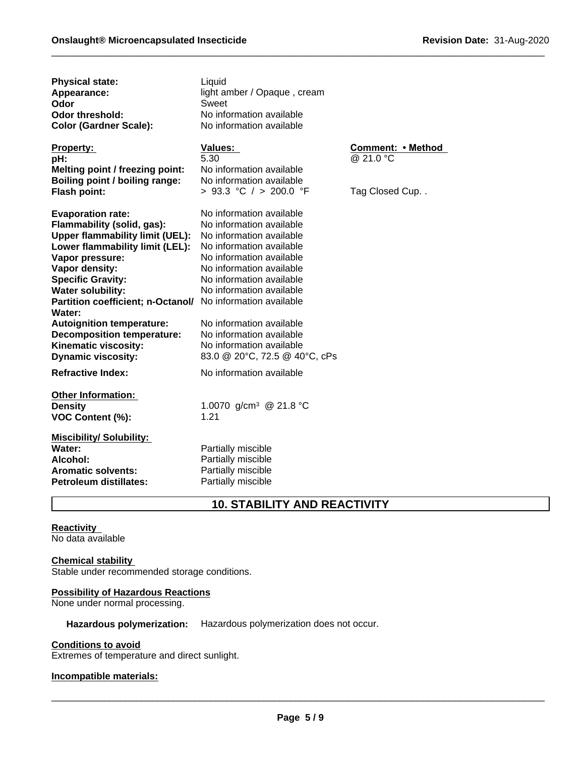| | | |
|---|---|---|
| **Physical state:** | Liquid | |
| **Appearance:** | light amber / Opaque , cream | |
| **Odor** | Sweet | |
| **Odor threshold:** | No information available | |
| **Color (Gardner Scale):** | No information available | |

| **Property:** | **Values:** | **Comment: • Method** |
|---|---|---|
| **pH:** | 5.30 | @ 21.0 °C |
| **Melting point / freezing point:** | No information available | |
| **Boiling point / boiling range:** | No information available | |
| **Flash point:** | > 93.3 °C / > 200.0 °F | Tag Closed Cup. . |
| **Evaporation rate:** | No information available | |
| **Flammability (solid, gas):** | No information available | |
| **Upper flammability limit (UEL):** | No information available | |
| **Lower flammability limit (LEL):** | No information available | |
| **Vapor pressure:** | No information available | |
| **Vapor density:** | No information available | |
| **Specific Gravity:** | No information available | |
| **Water solubility:** | No information available | |
| **Partition coefficient; n-Octanol/ Water:** | No information available | |
| **Autoignition temperature:** | No information available | |
| **Decomposition temperature:** | No information available | |
| **Kinematic viscosity:** | No information available | |
| **Dynamic viscosity:** | 83.0 @ 20°C, 72.5 @ 40°C, cPs | |
| **Refractive Index:** | No information available | |

**Other Information:**

| | |
|---|---|
| **Density** | 1.0070 g/cm³ @ 21.8 °C |
| **VOC Content (%):** | 1.21 |

**Miscibility/ Solubility:**

| | |
|---|---|
| **Water:** | Partially miscible |
| **Alcohol:** | Partially miscible |
| **Aromatic solvents:** | Partially miscible |
| **Petroleum distillates:** | Partially miscible |

## 10. STABILITY AND REACTIVITY

**Reactivity**
No data available

**Chemical stability**
Stable under recommended storage conditions.

**Possibility of Hazardous Reactions**
None under normal processing.

**Hazardous polymerization:** Hazardous polymerization does not occur.

**Conditions to avoid**
Extremes of temperature and direct sunlight.

**Incompatible materials:**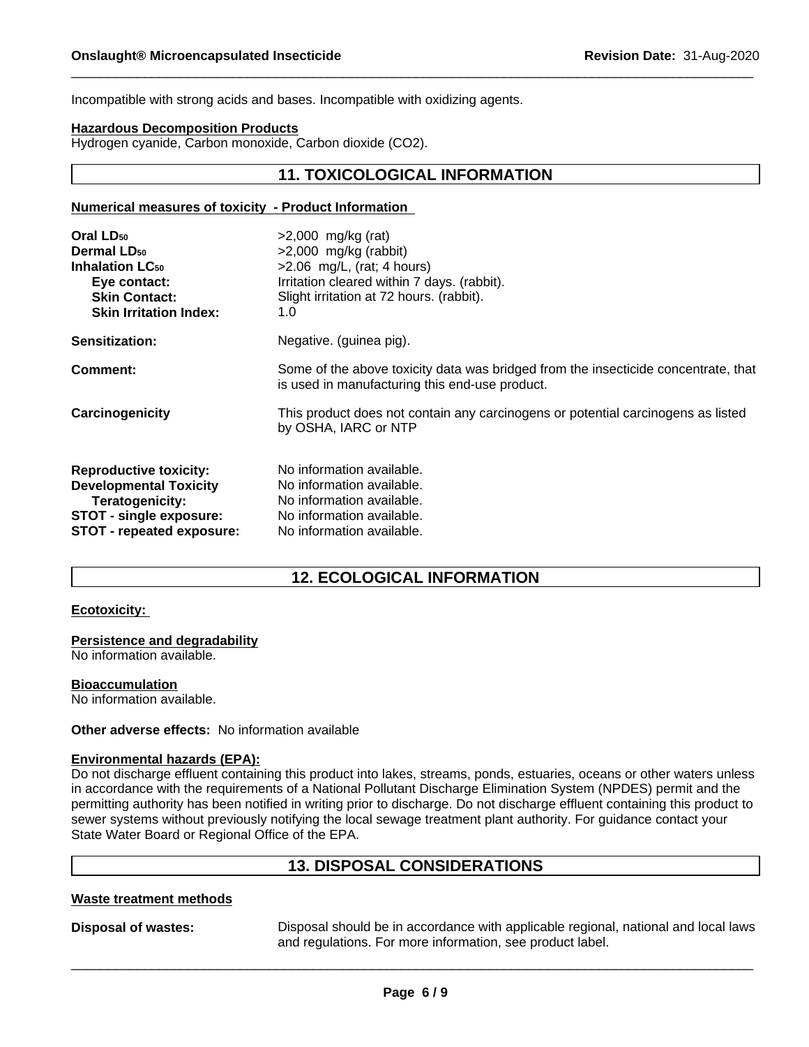Incompatible with strong acids and bases. Incompatible with oxidizing agents.

**Hazardous Decomposition Products**

Hydrogen cyanide, Carbon monoxide, Carbon dioxide ($CO_2$).

## 11. TOXICOLOGICAL INFORMATION

**Numerical measures of toxicity - Product Information**

| | |
|---|---|
| **Oral $LD_{50}$** | >2,000 mg/kg (rat) |
| **Dermal $LD_{50}$** | >2,000 mg/kg (rabbit) |
| **Inhalation $LC_{50}$** | >2.06 mg/L, (rat; 4 hours) |
| **Eye contact:** | Irritation cleared within 7 days. (rabbit). |
| **Skin Contact:** | Slight irritation at 72 hours. (rabbit). |
| **Skin Irritation Index:** | 1.0 |
| **Sensitization:** | Negative. (guinea pig). |
| **Comment:** | Some of the above toxicity data was bridged from the insecticide concentrate, that is used in manufacturing this end-use product. |
| **Carcinogenicity** | This product does not contain any carcinogens or potential carcinogens as listed by OSHA, IARC or NTP |
| **Reproductive toxicity:** | No information available. |
| **Developmental Toxicity** | No information available. |
| **Teratogenicity:** | No information available. |
| **STOT - single exposure:** | No information available. |
| **STOT - repeated exposure:** | No information available. |

## 12. ECOLOGICAL INFORMATION

**Ecotoxicity:**

**Persistence and degradability**

No information available.

**Bioaccumulation**

No information available.

**Other adverse effects:** No information available

**Environmental hazards (EPA):**

Do not discharge effluent containing this product into lakes, streams, ponds, estuaries, oceans or other waters unless in accordance with the requirements of a National Pollutant Discharge Elimination System (NPDES) permit and the permitting authority has been notified in writing prior to discharge. Do not discharge effluent containing this product to sewer systems without previously notifying the local sewage treatment plant authority. For guidance contact your State Water Board or Regional Office of the EPA.

## 13. DISPOSAL CONSIDERATIONS

**Waste treatment methods**

**Disposal of wastes:** Disposal should be in accordance with applicable regional, national and local laws and regulations. For more information, see product label.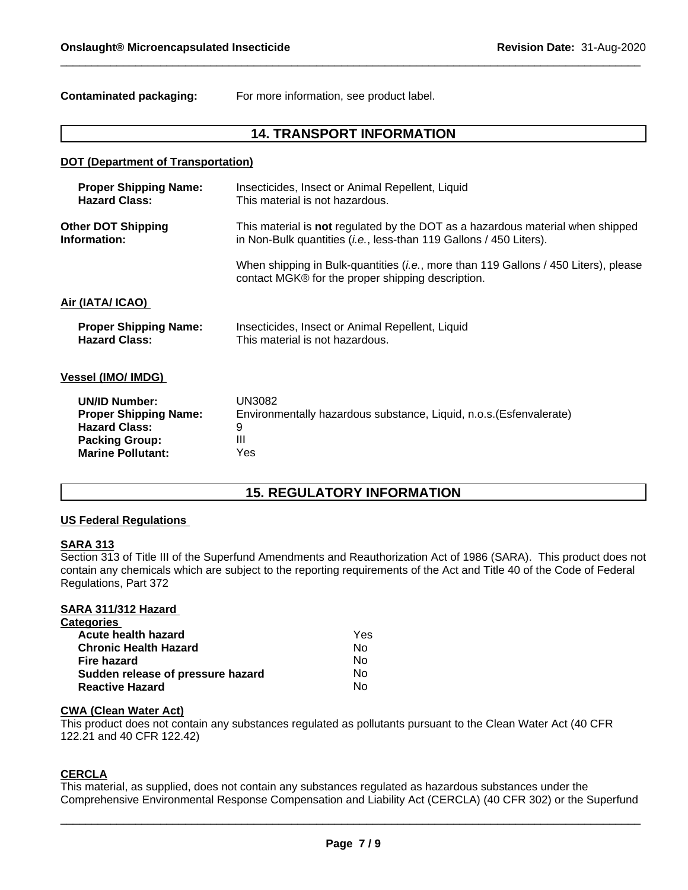**Contaminated packaging:** For more information, see product label.

## 14. TRANSPORT INFORMATION

### DOT (Department of Transportation)

| | |
|---|---|
| **Proper Shipping Name:** | Insecticides, Insect or Animal Repellent, Liquid |
| **Hazard Class:** | This material is not hazardous. |

**Other DOT Shipping Information:** This material is **not** regulated by the DOT as a hazardous material when shipped in Non-Bulk quantities (*i.e.*, less-than 119 Gallons / 450 Liters).

When shipping in Bulk-quantities (*i.e.*, more than 119 Gallons / 450 Liters), please contact MGK® for the proper shipping description.

### Air (IATA/ ICAO)

| | |
|---|---|
| **Proper Shipping Name:** | Insecticides, Insect or Animal Repellent, Liquid |
| **Hazard Class:** | This material is not hazardous. |

### Vessel (IMO/ IMDG)

| | |
|---|---|
| **UN/ID Number:** | UN3082 |
| **Proper Shipping Name:** | Environmentally hazardous substance, Liquid, n.o.s.(Esfenvalerate) |
| **Hazard Class:** | 9 |
| **Packing Group:** | III |
| **Marine Pollutant:** | Yes |

## 15. REGULATORY INFORMATION

### US Federal Regulations

**SARA 313**

Section 313 of Title III of the Superfund Amendments and Reauthorization Act of 1986 (SARA). This product does not contain any chemicals which are subject to the reporting requirements of the Act and Title 40 of the Code of Federal Regulations, Part 372

**SARA 311/312 Hazard Categories**

| | |
|---|---|
| **Acute health hazard** | Yes |
| **Chronic Health Hazard** | No |
| **Fire hazard** | No |
| **Sudden release of pressure hazard** | No |
| **Reactive Hazard** | No |

**CWA (Clean Water Act)**

This product does not contain any substances regulated as pollutants pursuant to the Clean Water Act (40 CFR 122.21 and 40 CFR 122.42)

**CERCLA**

This material, as supplied, does not contain any substances regulated as hazardous substances under the Comprehensive Environmental Response Compensation and Liability Act (CERCLA) (40 CFR 302) or the Superfund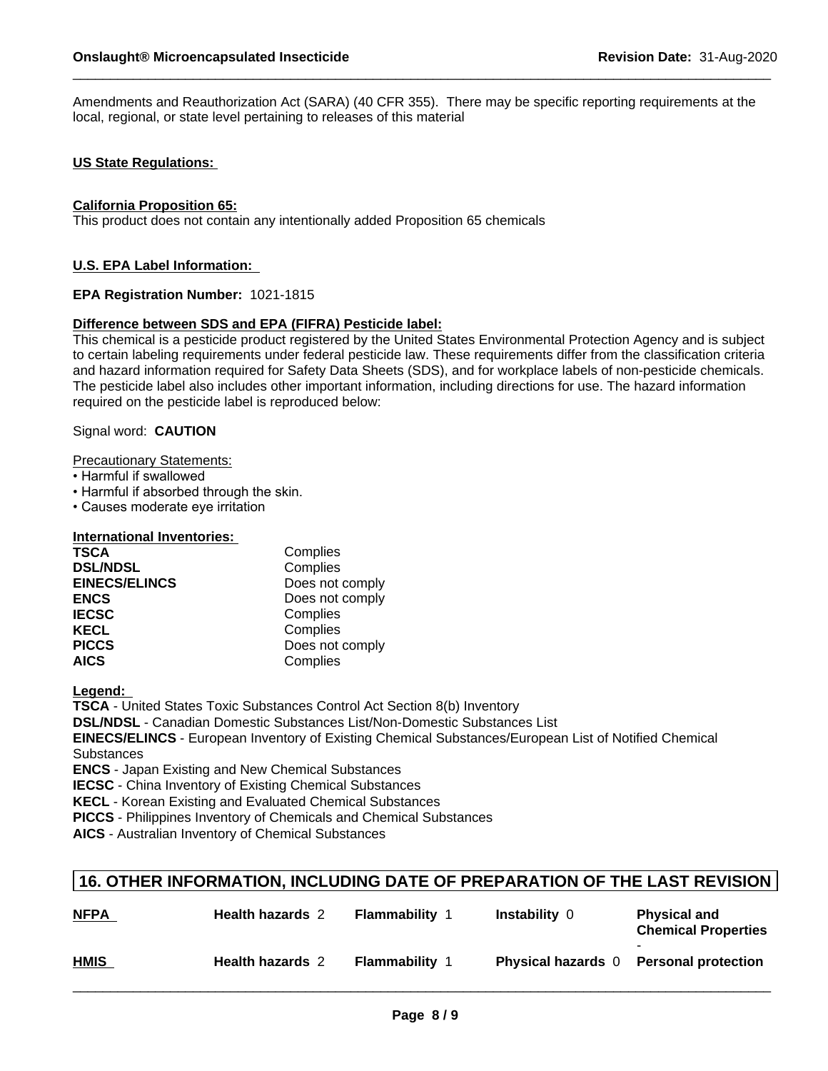Amendments and Reauthorization Act (SARA) (40 CFR 355). There may be specific reporting requirements at the local, regional, or state level pertaining to releases of this material

**US State Regulations:**

**California Proposition 65:**
This product does not contain any intentionally added Proposition 65 chemicals

**U.S. EPA Label Information:**

**EPA Registration Number:** 1021-1815

**Difference between SDS and EPA (FIFRA) Pesticide label:**
This chemical is a pesticide product registered by the United States Environmental Protection Agency and is subject to certain labeling requirements under federal pesticide law. These requirements differ from the classification criteria and hazard information required for Safety Data Sheets (SDS), and for workplace labels of non-pesticide chemicals. The pesticide label also includes other important information, including directions for use. The hazard information required on the pesticide label is reproduced below:

Signal word: **CAUTION**

Precautionary Statements:
- Harmful if swallowed
- Harmful if absorbed through the skin.
- Causes moderate eye irritation

**International Inventories:**

| | |
|---|---|
| **TSCA** | Complies |
| **DSL/NDSL** | Complies |
| **EINECS/ELINCS** | Does not comply |
| **ENCS** | Does not comply |
| **IECSC** | Complies |
| **KECL** | Complies |
| **PICCS** | Does not comply |
| **AICS** | Complies |

**Legend:**
**TSCA** - United States Toxic Substances Control Act Section 8(b) Inventory
**DSL/NDSL** - Canadian Domestic Substances List/Non-Domestic Substances List
**EINECS/ELINCS** - European Inventory of Existing Chemical Substances/European List of Notified Chemical Substances
**ENCS** - Japan Existing and New Chemical Substances
**IECSC** - China Inventory of Existing Chemical Substances
**KECL** - Korean Existing and Evaluated Chemical Substances
**PICCS** - Philippines Inventory of Chemicals and Chemical Substances
**AICS** - Australian Inventory of Chemical Substances

## 16. OTHER INFORMATION, INCLUDING DATE OF PREPARATION OF THE LAST REVISION

| | | | | |
|---|---|---|---|---|
| **NFPA** | **Health hazards** 2 | **Flammability** 1 | **Instability** 0 | **Physical and Chemical Properties** - |
| **HMIS** | **Health hazards** 2 | **Flammability** 1 | **Physical hazards** 0 | **Personal protection** |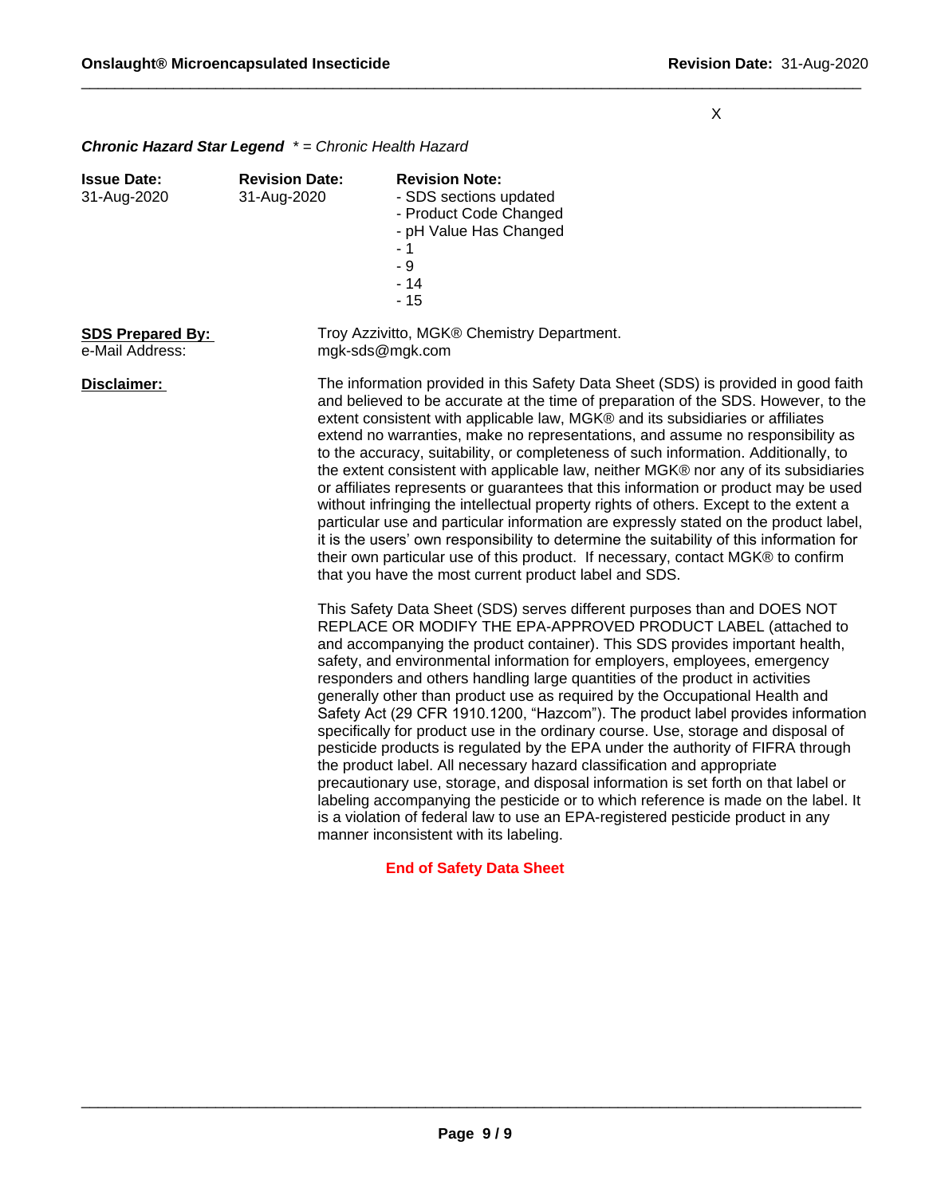X

***Chronic Hazard Star Legend*** *\* = Chronic Health Hazard*

| Issue Date: | Revision Date: | Revision Note: |
|---|---|---|
| 31-Aug-2020 | 31-Aug-2020 | - SDS sections updated<br>- Product Code Changed<br>- pH Value Has Changed<br>- 1<br>- 9<br>- 14<br>- 15 |

**SDS Prepared By:** Troy Azzivitto, MGK® Chemistry Department.
e-Mail Address: mgk-sds@mgk.com

**Disclaimer:**

The information provided in this Safety Data Sheet (SDS) is provided in good faith and believed to be accurate at the time of preparation of the SDS. However, to the extent consistent with applicable law, MGK® and its subsidiaries or affiliates extend no warranties, make no representations, and assume no responsibility as to the accuracy, suitability, or completeness of such information. Additionally, to the extent consistent with applicable law, neither MGK® nor any of its subsidiaries or affiliates represents or guarantees that this information or product may be used without infringing the intellectual property rights of others. Except to the extent a particular use and particular information are expressly stated on the product label, it is the users' own responsibility to determine the suitability of this information for their own particular use of this product. If necessary, contact MGK® to confirm that you have the most current product label and SDS.

This Safety Data Sheet (SDS) serves different purposes than and DOES NOT REPLACE OR MODIFY THE EPA-APPROVED PRODUCT LABEL (attached to and accompanying the product container). This SDS provides important health, safety, and environmental information for employers, employees, emergency responders and others handling large quantities of the product in activities generally other than product use as required by the Occupational Health and Safety Act (29 CFR 1910.1200, "Hazcom"). The product label provides information specifically for product use in the ordinary course. Use, storage and disposal of pesticide products is regulated by the EPA under the authority of FIFRA through the product label. All necessary hazard classification and appropriate precautionary use, storage, and disposal information is set forth on that label or labeling accompanying the pesticide or to which reference is made on the label. It is a violation of federal law to use an EPA-registered pesticide product in any manner inconsistent with its labeling.

**End of Safety Data Sheet**